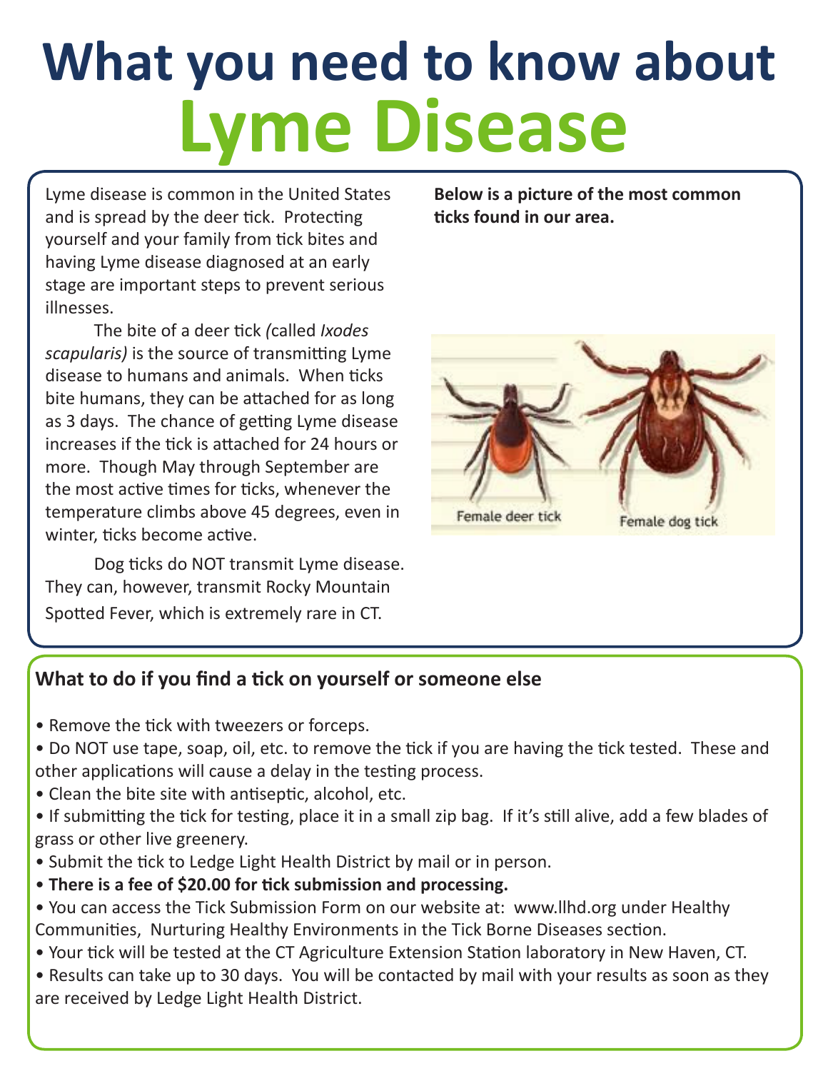# What you need to know about Lyme Disease

Lyme disease is common in the United States and is spread by the deer tick. Protecting yourself and your family from tick bites and having Lyme disease diagnosed at an early stage are important steps to prevent serious illnesses.

The bite of a deer tick (called *Ixodes scapularis)* is the source of transmitting Lyme disease to humans and animals. When ticks bite humans, they can be attached for as long as 3 days. The chance of getting Lyme disease increases if the tick is attached for 24 hours or more. Though May through September are the most active times for ticks, whenever the temperature climbs above 45 degrees, even in winter, ticks become active.

Dog ticks do NOT transmit Lyme disease. They can, however, transmit Rocky Mountain Spotted Fever, which is extremely rare in CT.

**Below is a picture of the most common ticks found in our area.**

Female deer tick

Female dog tick

## What to do if you find a tick on yourself or someone else

- Remove the tick with tweezers or forceps.
- Do NOT use tape, soap, oil, etc. to remove the tick if you are having the tick tested. These and other applications will cause a delay in the testing process.
- Clean the bite site with antiseptic, alcohol, etc.
- If submitting the tick for testing, place it in a small zip bag. If it's still alive, add a few blades of grass or other live greenery.
- Submit the tick to Ledge Light Health District by mail or in person.
- **There is a fee of $20.00 for tick submission and processing.**
- You can access the Tick Submission Form on our website at: www.llhd.org under Healthy Communities, Nurturing Healthy Environments in the Tick Borne Diseases section.
- Your tick will be tested at the CT Agriculture Extension Station laboratory in New Haven, CT.
- Results can take up to 30 days. You will be contacted by mail with your results as soon as they are received by Ledge Light Health District.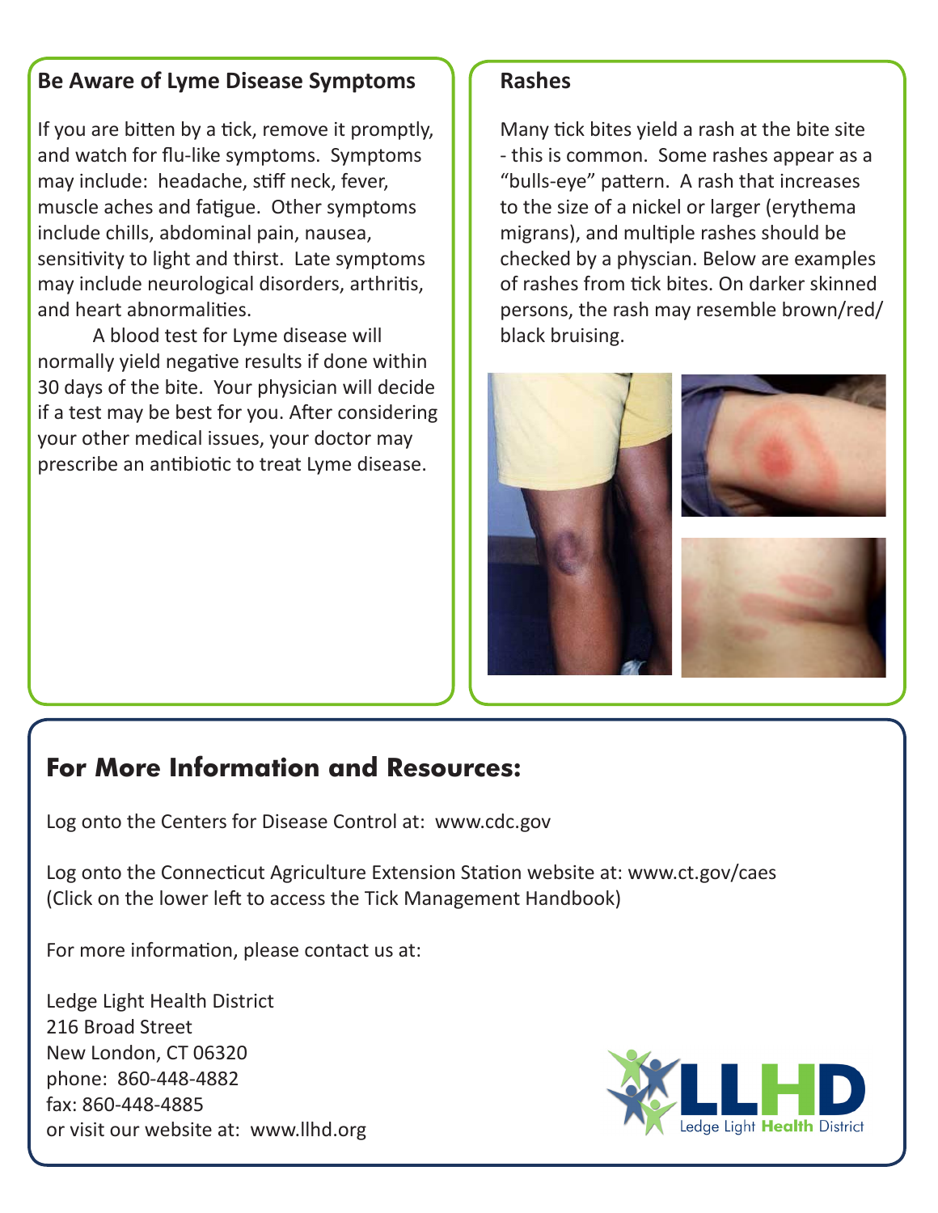## Be Aware of Lyme Disease Symptoms

If you are bitten by a tick, remove it promptly, and watch for flu-like symptoms. Symptoms may include: headache, stiff neck, fever, muscle aches and fatigue. Other symptoms include chills, abdominal pain, nausea, sensitivity to light and thirst. Late symptoms may include neurological disorders, arthritis, and heart abnormalities.

A blood test for Lyme disease will normally yield negative results if done within 30 days of the bite. Your physician will decide if a test may be best for you. After considering your other medical issues, your doctor may prescribe an antibiotic to treat Lyme disease.

## Rashes

Many tick bites yield a rash at the bite site - this is common. Some rashes appear as a "bulls-eye" pattern. A rash that increases to the size of a nickel or larger (erythema migrans), and multiple rashes should be checked by a physcian. Below are examples of rashes from tick bites. On darker skinned persons, the rash may resemble brown/red/ black bruising.

## For More Information and Resources:

Log onto the Centers for Disease Control at: www.cdc.gov

Log onto the Connecticut Agriculture Extension Station website at: www.ct.gov/caes
(Click on the lower left to access the Tick Management Handbook)

For more information, please contact us at:

Ledge Light Health District
216 Broad Street
New London, CT 06320
phone: 860-448-4882
fax: 860-448-4885
or visit our website at: www.llhd.org

LLHD
Ledge Light **Health** District